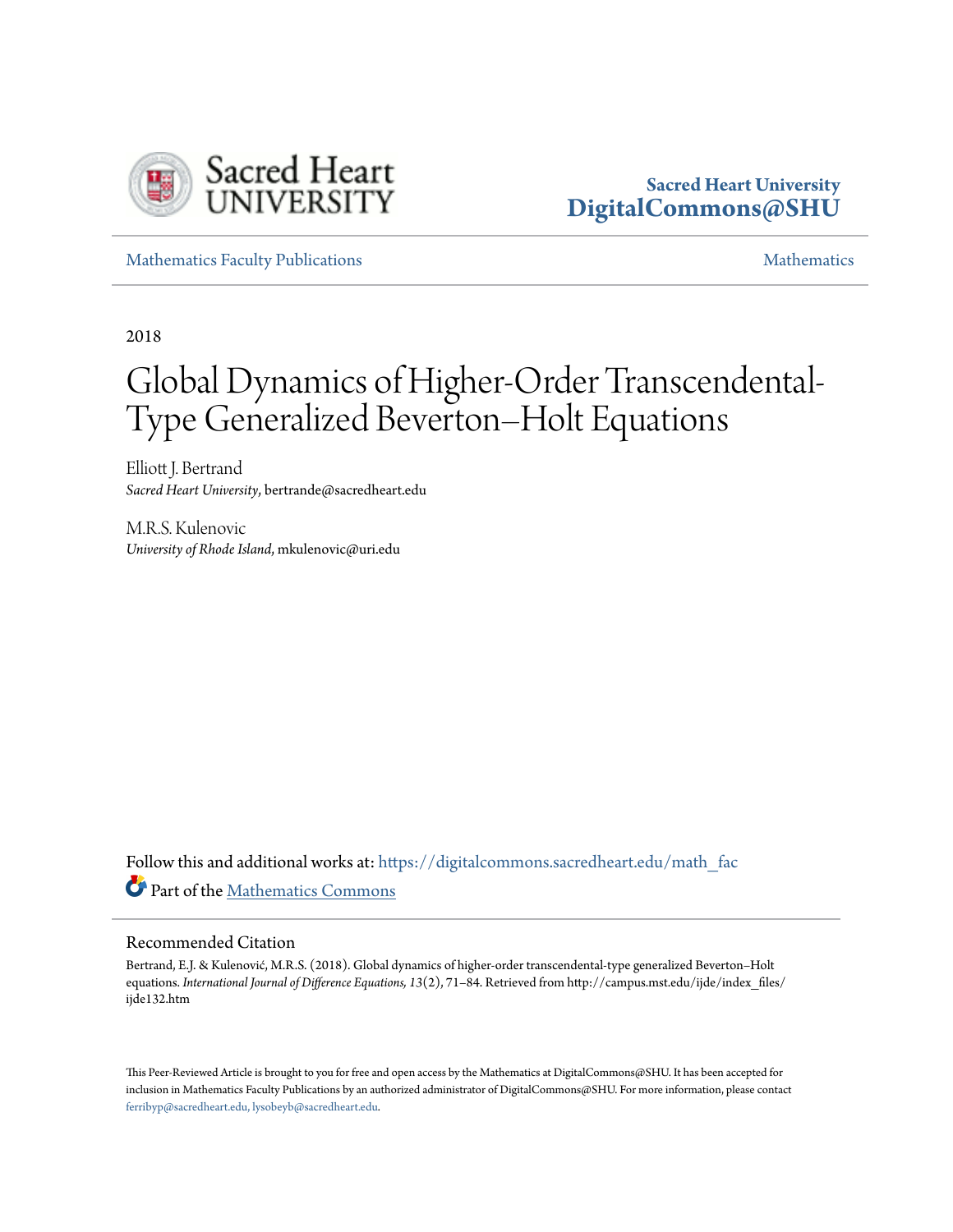Sacred Heart University

DigitalCommons@SHU

Mathematics Faculty Publications

Mathematics

2018

# Global Dynamics of Higher-Order Transcendental-Type Generalized Beverton–Holt Equations

Elliott J. Bertrand
*Sacred Heart University*, bertrande@sacredheart.edu

M.R.S. Kulenovic
*University of Rhode Island*, mkulenovic@uri.edu

Follow this and additional works at: https://digitalcommons.sacredheart.edu/math_fac

Part of the Mathematics Commons

## Recommended Citation

Bertrand, E.J. & Kulenović, M.R.S. (2018). Global dynamics of higher-order transcendental-type generalized Beverton–Holt equations. *International Journal of Difference Equations, 13*(2), 71–84. Retrieved from http://campus.mst.edu/ijde/index_files/ijde132.htm

This Peer-Reviewed Article is brought to you for free and open access by the Mathematics at DigitalCommons@SHU. It has been accepted for inclusion in Mathematics Faculty Publications by an authorized administrator of DigitalCommons@SHU. For more information, please contact ferribyp@sacredheart.edu, lysobeyb@sacredheart.edu.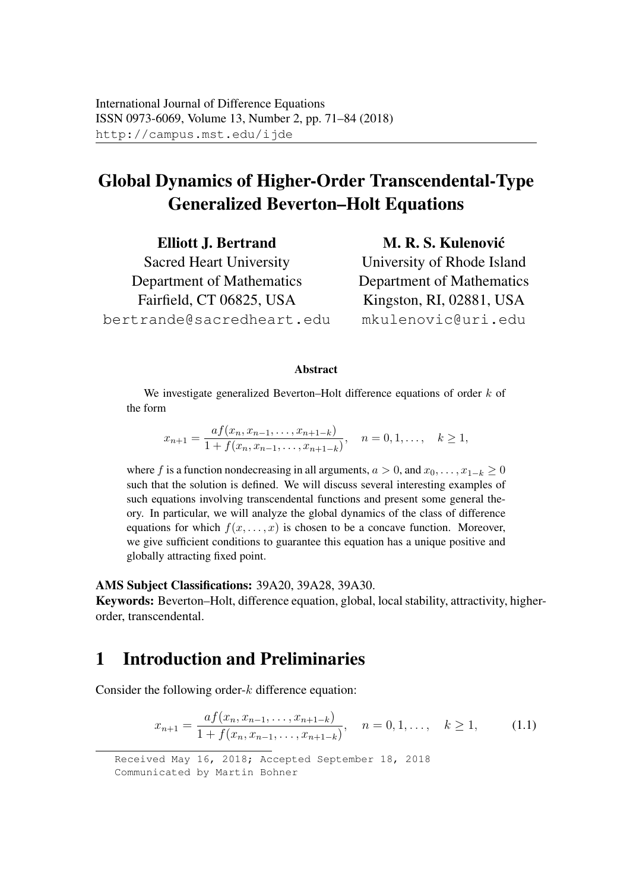# Global Dynamics of Higher-Order Transcendental-Type Generalized Beverton–Holt Equations

**Elliott J. Bertrand**
Sacred Heart University
Department of Mathematics
Fairfield, CT 06825, USA
bertrande@sacredheart.edu

**M. R. S. Kulenović**
University of Rhode Island
Department of Mathematics
Kingston, RI, 02881, USA
mkulenovic@uri.edu

### Abstract

We investigate generalized Beverton–Holt difference equations of order $k$ of the form

$$x_{n+1} = \frac{af(x_n, x_{n-1}, \ldots, x_{n+1-k})}{1 + f(x_n, x_{n-1}, \ldots, x_{n+1-k})}, \quad n = 0, 1, \ldots, \quad k \geq 1,$$

where $f$ is a function nondecreasing in all arguments, $a > 0$, and $x_0, \ldots, x_{1-k} \geq 0$ such that the solution is defined. We will discuss several interesting examples of such equations involving transcendental functions and present some general theory. In particular, we will analyze the global dynamics of the class of difference equations for which $f(x, \ldots, x)$ is chosen to be a concave function. Moreover, we give sufficient conditions to guarantee this equation has a unique positive and globally attracting fixed point.

**AMS Subject Classifications:** 39A20, 39A28, 39A30.
**Keywords:** Beverton–Holt, difference equation, global, local stability, attractivity, higher-order, transcendental.

## 1 Introduction and Preliminaries

Consider the following order-$k$ difference equation:

$$x_{n+1} = \frac{af(x_n, x_{n-1}, \ldots, x_{n+1-k})}{1 + f(x_n, x_{n-1}, \ldots, x_{n+1-k})}, \quad n = 0, 1, \ldots, \quad k \geq 1, \tag{1.1}$$

Received May 16, 2018; Accepted September 18, 2018
Communicated by Martin Bohner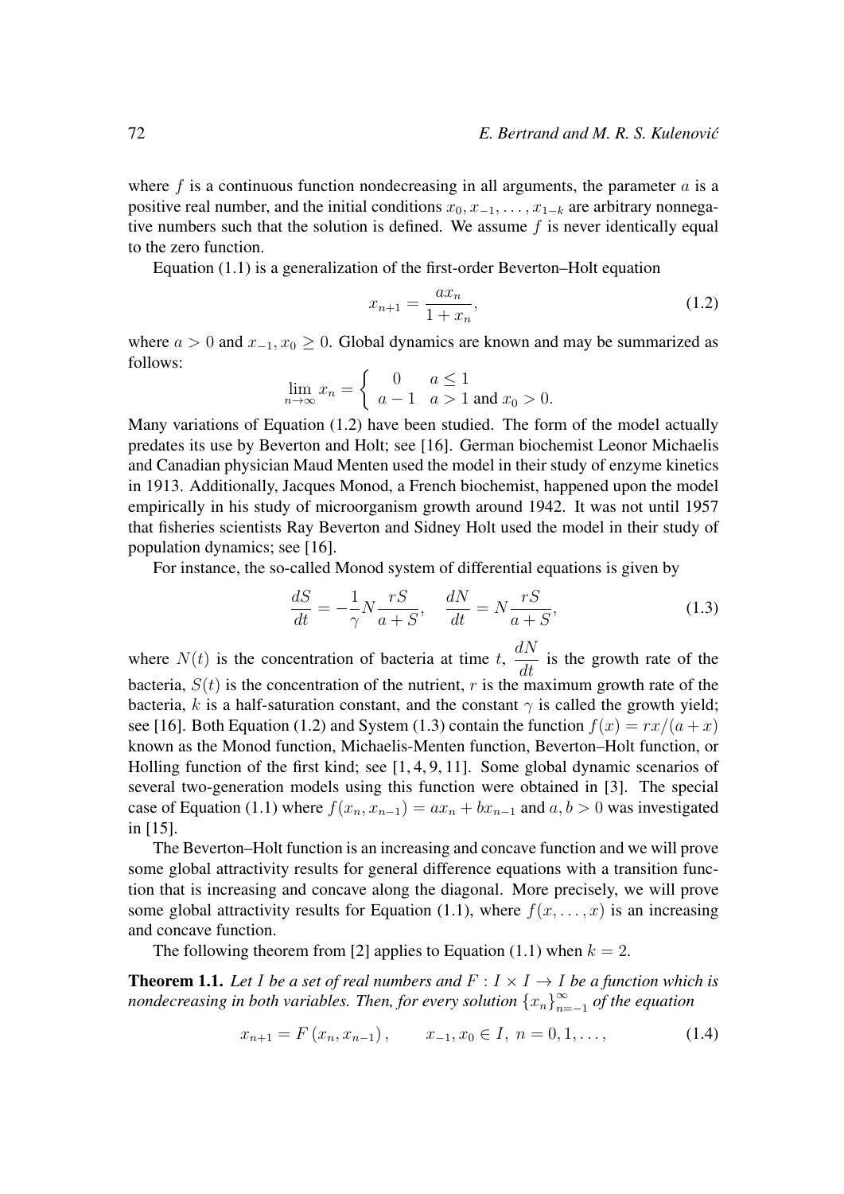where $f$ is a continuous function nondecreasing in all arguments, the parameter $a$ is a positive real number, and the initial conditions $x_0, x_{-1}, \ldots, x_{1-k}$ are arbitrary nonnegative numbers such that the solution is defined. We assume $f$ is never identically equal to the zero function.

Equation (1.1) is a generalization of the first-order Beverton–Holt equation

$$x_{n+1} = \frac{ax_n}{1 + x_n}, \tag{1.2}$$

where $a > 0$ and $x_{-1}, x_0 \geq 0$. Global dynamics are known and may be summarized as follows:

$$\lim_{n\to\infty} x_n = \begin{cases} 0 & a \leq 1 \\ a - 1 & a > 1 \text{ and } x_0 > 0. \end{cases}$$

Many variations of Equation (1.2) have been studied. The form of the model actually predates its use by Beverton and Holt; see [16]. German biochemist Leonor Michaelis and Canadian physician Maud Menten used the model in their study of enzyme kinetics in 1913. Additionally, Jacques Monod, a French biochemist, happened upon the model empirically in his study of microorganism growth around 1942. It was not until 1957 that fisheries scientists Ray Beverton and Sidney Holt used the model in their study of population dynamics; see [16].

For instance, the so-called Monod system of differential equations is given by

$$\frac{dS}{dt} = -\frac{1}{\gamma} N \frac{rS}{a + S}, \quad \frac{dN}{dt} = N \frac{rS}{a + S}, \tag{1.3}$$

where $N(t)$ is the concentration of bacteria at time $t$, $\frac{dN}{dt}$ is the growth rate of the bacteria, $S(t)$ is the concentration of the nutrient, $r$ is the maximum growth rate of the bacteria, $k$ is a half-saturation constant, and the constant $\gamma$ is called the growth yield; see [16]. Both Equation (1.2) and System (1.3) contain the function $f(x) = rx/(a + x)$ known as the Monod function, Michaelis-Menten function, Beverton–Holt function, or Holling function of the first kind; see [1, 4, 9, 11]. Some global dynamic scenarios of several two-generation models using this function were obtained in [3]. The special case of Equation (1.1) where $f(x_n, x_{n-1}) = ax_n + bx_{n-1}$ and $a, b > 0$ was investigated in [15].

The Beverton–Holt function is an increasing and concave function and we will prove some global attractivity results for general difference equations with a transition function that is increasing and concave along the diagonal. More precisely, we will prove some global attractivity results for Equation (1.1), where $f(x, \ldots, x)$ is an increasing and concave function.

The following theorem from [2] applies to Equation (1.1) when $k = 2$.

**Theorem 1.1.** *Let $I$ be a set of real numbers and $F : I \times I \to I$ be a function which is nondecreasing in both variables. Then, for every solution $\{x_n\}_{n=-1}^{\infty}$ of the equation*

$$x_{n+1} = F(x_n, x_{n-1}), \qquad x_{-1}, x_0 \in I, \; n = 0, 1, \ldots, \tag{1.4}$$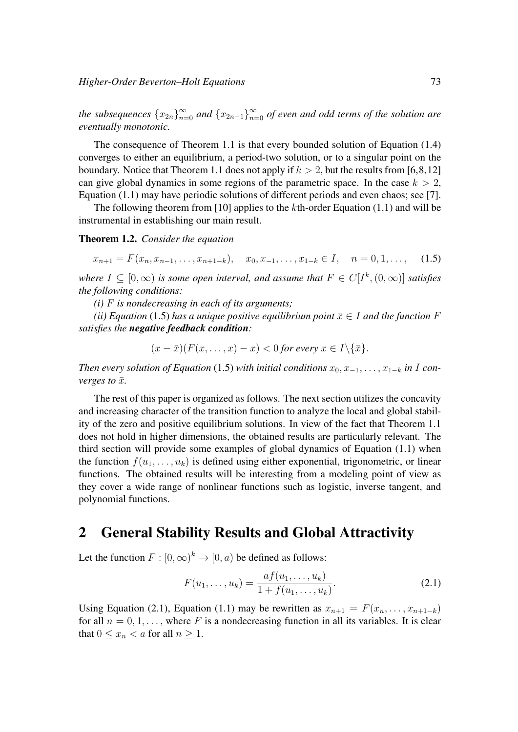*the subsequences $\{x_{2n}\}_{n=0}^{\infty}$ and $\{x_{2n-1}\}_{n=0}^{\infty}$ of even and odd terms of the solution are eventually monotonic.*

The consequence of Theorem 1.1 is that every bounded solution of Equation (1.4) converges to either an equilibrium, a period-two solution, or to a singular point on the boundary. Notice that Theorem 1.1 does not apply if $k > 2$, but the results from [6,8,12] can give global dynamics in some regions of the parametric space. In the case $k > 2$, Equation (1.1) may have periodic solutions of different periods and even chaos; see [7].

The following theorem from [10] applies to the $k$th-order Equation (1.1) and will be instrumental in establishing our main result.

**Theorem 1.2.** *Consider the equation*

$$x_{n+1} = F(x_n, x_{n-1}, \ldots, x_{n+1-k}), \quad x_0, x_{-1}, \ldots, x_{1-k} \in I, \quad n = 0, 1, \ldots, \tag{1.5}$$

*where $I \subseteq [0, \infty)$ is some open interval, and assume that $F \in C[I^k, (0, \infty)]$ satisfies the following conditions:*

*(i) $F$ is nondecreasing in each of its arguments;*

*(ii) Equation* (1.5) *has a unique positive equilibrium point $\bar{x} \in I$ and the function $F$ satisfies the **negative feedback condition**:*

$$(x - \bar{x})(F(x, \ldots, x) - x) < 0 \text{ for every } x \in I \backslash \{\bar{x}\}.$$

*Then every solution of Equation* (1.5) *with initial conditions $x_0, x_{-1}, \ldots, x_{1-k}$ in $I$ converges to $\bar{x}$.*

The rest of this paper is organized as follows. The next section utilizes the concavity and increasing character of the transition function to analyze the local and global stability of the zero and positive equilibrium solutions. In view of the fact that Theorem 1.1 does not hold in higher dimensions, the obtained results are particularly relevant. The third section will provide some examples of global dynamics of Equation (1.1) when the function $f(u_1, \ldots, u_k)$ is defined using either exponential, trigonometric, or linear functions. The obtained results will be interesting from a modeling point of view as they cover a wide range of nonlinear functions such as logistic, inverse tangent, and polynomial functions.

## 2 General Stability Results and Global Attractivity

Let the function $F : [0, \infty)^k \to [0, a)$ be defined as follows:

$$F(u_1, \ldots, u_k) = \frac{af(u_1, \ldots, u_k)}{1 + f(u_1, \ldots, u_k)}. \tag{2.1}$$

Using Equation (2.1), Equation (1.1) may be rewritten as $x_{n+1} = F(x_n, \ldots, x_{n+1-k})$ for all $n = 0, 1, \ldots,$ where $F$ is a nondecreasing function in all its variables. It is clear that $0 \leq x_n < a$ for all $n \geq 1$.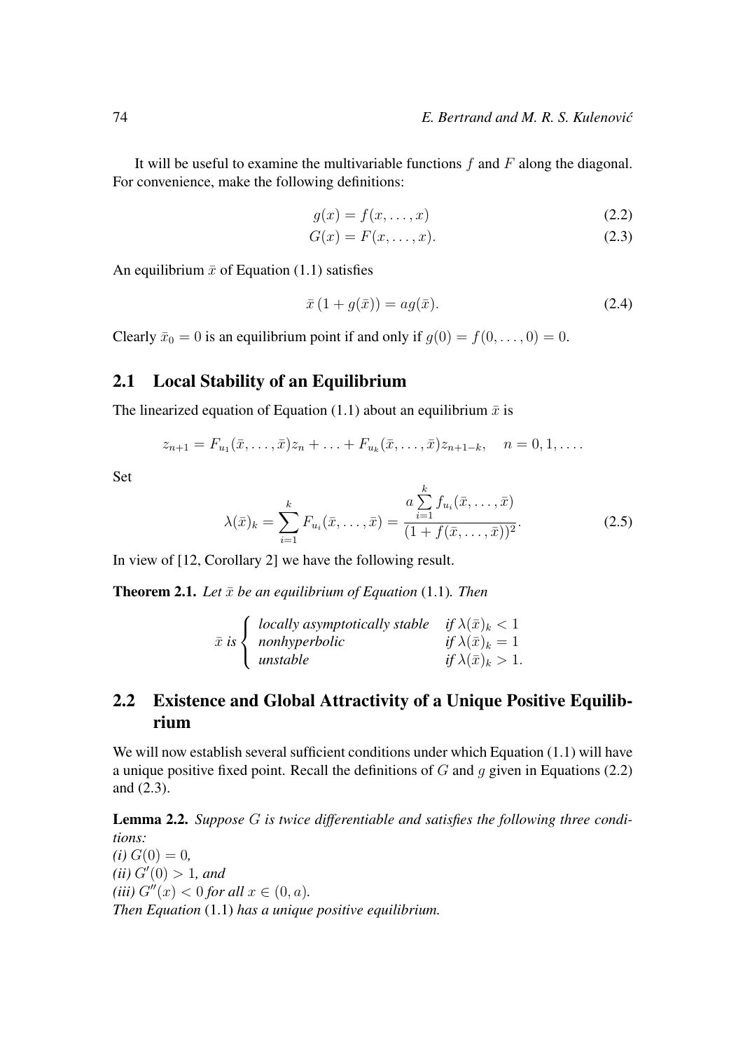It will be useful to examine the multivariable functions $f$ and $F$ along the diagonal. For convenience, make the following definitions:

$$g(x) = f(x, \ldots, x) \tag{2.2}$$

$$G(x) = F(x, \ldots, x). \tag{2.3}$$

An equilibrium $\bar{x}$ of Equation (1.1) satisfies

$$\bar{x}\,(1 + g(\bar{x})) = ag(\bar{x}). \tag{2.4}$$

Clearly $\bar{x}_0 = 0$ is an equilibrium point if and only if $g(0) = f(0, \ldots, 0) = 0$.

## 2.1 Local Stability of an Equilibrium

The linearized equation of Equation (1.1) about an equilibrium $\bar{x}$ is

$$z_{n+1} = F_{u_1}(\bar{x}, \ldots, \bar{x})z_n + \ldots + F_{u_k}(\bar{x}, \ldots, \bar{x})z_{n+1-k}, \quad n = 0, 1, \ldots.$$

Set

$$\lambda(\bar{x})_k = \sum_{i=1}^{k} F_{u_i}(\bar{x}, \ldots, \bar{x}) = \frac{a \sum\limits_{i=1}^{k} f_{u_i}(\bar{x}, \ldots, \bar{x})}{(1 + f(\bar{x}, \ldots, \bar{x}))^2}. \tag{2.5}$$

In view of [12, Corollary 2] we have the following result.

**Theorem 2.1.** *Let $\bar{x}$ be an equilibrium of Equation* (1.1)*. Then*

$$\bar{x} \text{ is } \begin{cases} \text{locally asymptotically stable} & \text{if } \lambda(\bar{x})_k < 1 \\ \text{nonhyperbolic} & \text{if } \lambda(\bar{x})_k = 1 \\ \text{unstable} & \text{if } \lambda(\bar{x})_k > 1. \end{cases}$$

## 2.2 Existence and Global Attractivity of a Unique Positive Equilibrium

We will now establish several sufficient conditions under which Equation (1.1) will have a unique positive fixed point. Recall the definitions of $G$ and $g$ given in Equations (2.2) and (2.3).

**Lemma 2.2.** *Suppose $G$ is twice differentiable and satisfies the following three conditions:*
*(i) $G(0) = 0$,*
*(ii) $G'(0) > 1$, and*
*(iii) $G''(x) < 0$ for all $x \in (0, a)$.*
*Then Equation* (1.1) *has a unique positive equilibrium.*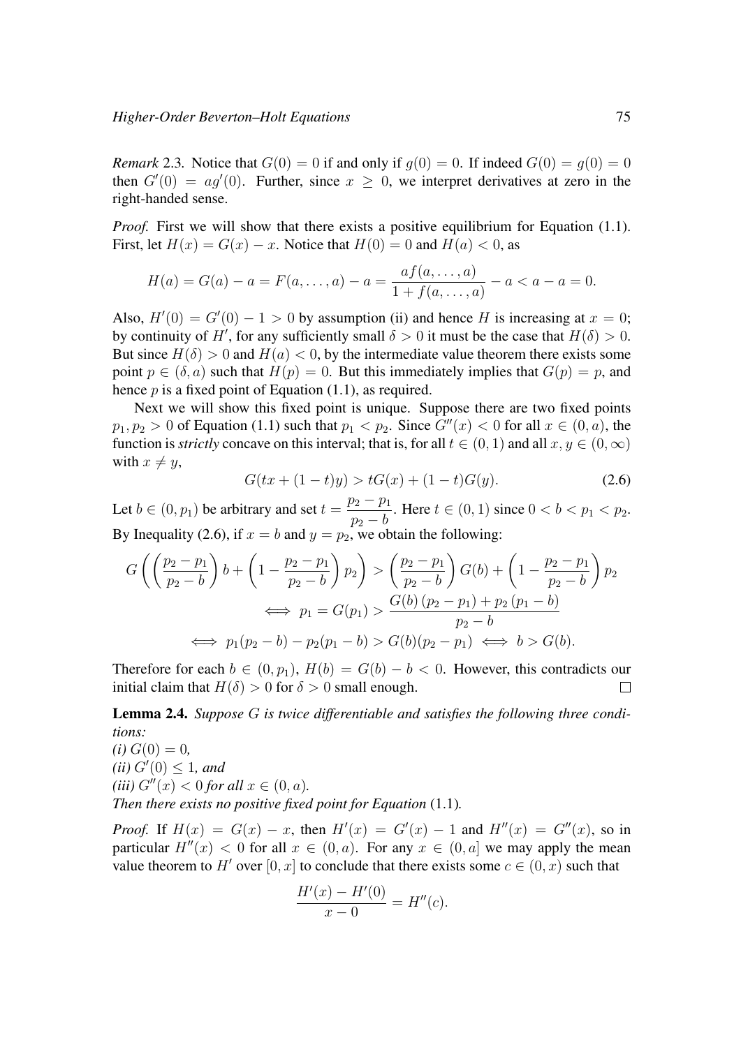*Remark* 2.3*.* Notice that $G(0) = 0$ if and only if $g(0) = 0$. If indeed $G(0) = g(0) = 0$ then $G'(0) = ag'(0)$. Further, since $x \geq 0$, we interpret derivatives at zero in the right-handed sense.

*Proof.* First we will show that there exists a positive equilibrium for Equation (1.1). First, let $H(x) = G(x) - x$. Notice that $H(0) = 0$ and $H(a) < 0$, as

$$H(a) = G(a) - a = F(a, \ldots, a) - a = \frac{af(a, \ldots, a)}{1 + f(a, \ldots, a)} - a < a - a = 0.$$

Also, $H'(0) = G'(0) - 1 > 0$ by assumption (ii) and hence $H$ is increasing at $x = 0$; by continuity of $H'$, for any sufficiently small $\delta > 0$ it must be the case that $H(\delta) > 0$. But since $H(\delta) > 0$ and $H(a) < 0$, by the intermediate value theorem there exists some point $p \in (\delta, a)$ such that $H(p) = 0$. But this immediately implies that $G(p) = p$, and hence $p$ is a fixed point of Equation (1.1), as required.

Next we will show this fixed point is unique. Suppose there are two fixed points $p_1, p_2 > 0$ of Equation (1.1) such that $p_1 < p_2$. Since $G''(x) < 0$ for all $x \in (0, a)$, the function is *strictly* concave on this interval; that is, for all $t \in (0, 1)$ and all $x, y \in (0, \infty)$ with $x \neq y$,

$$G(tx + (1-t)y) > tG(x) + (1-t)G(y). \tag{2.6}$$

Let $b \in (0, p_1)$ be arbitrary and set $t = \dfrac{p_2 - p_1}{p_2 - b}$. Here $t \in (0, 1)$ since $0 < b < p_1 < p_2$. By Inequality (2.6), if $x = b$ and $y = p_2$, we obtain the following:

$$G\left(\left(\frac{p_2 - p_1}{p_2 - b}\right) b + \left(1 - \frac{p_2 - p_1}{p_2 - b}\right) p_2\right) > \left(\frac{p_2 - p_1}{p_2 - b}\right) G(b) + \left(1 - \frac{p_2 - p_1}{p_2 - b}\right) p_2$$

$$\iff p_1 = G(p_1) > \frac{G(b)\,(p_2 - p_1) + p_2\,(p_1 - b)}{p_2 - b}$$

$$\iff p_1(p_2 - b) - p_2(p_1 - b) > G(b)(p_2 - p_1) \iff b > G(b).$$

Therefore for each $b \in (0, p_1)$, $H(b) = G(b) - b < 0$. However, this contradicts our initial claim that $H(\delta) > 0$ for $\delta > 0$ small enough. $\square$

**Lemma 2.4.** *Suppose $G$ is twice differentiable and satisfies the following three conditions:*
*(i) $G(0) = 0$,*
*(ii) $G'(0) \leq 1$, and*
*(iii) $G''(x) < 0$ for all $x \in (0, a)$.*
*Then there exists no positive fixed point for Equation* (1.1)*.*

*Proof.* If $H(x) = G(x) - x$, then $H'(x) = G'(x) - 1$ and $H''(x) = G''(x)$, so in particular $H''(x) < 0$ for all $x \in (0, a)$. For any $x \in (0, a]$ we may apply the mean value theorem to $H'$ over $[0, x]$ to conclude that there exists some $c \in (0, x)$ such that

$$\frac{H'(x) - H'(0)}{x - 0} = H''(c).$$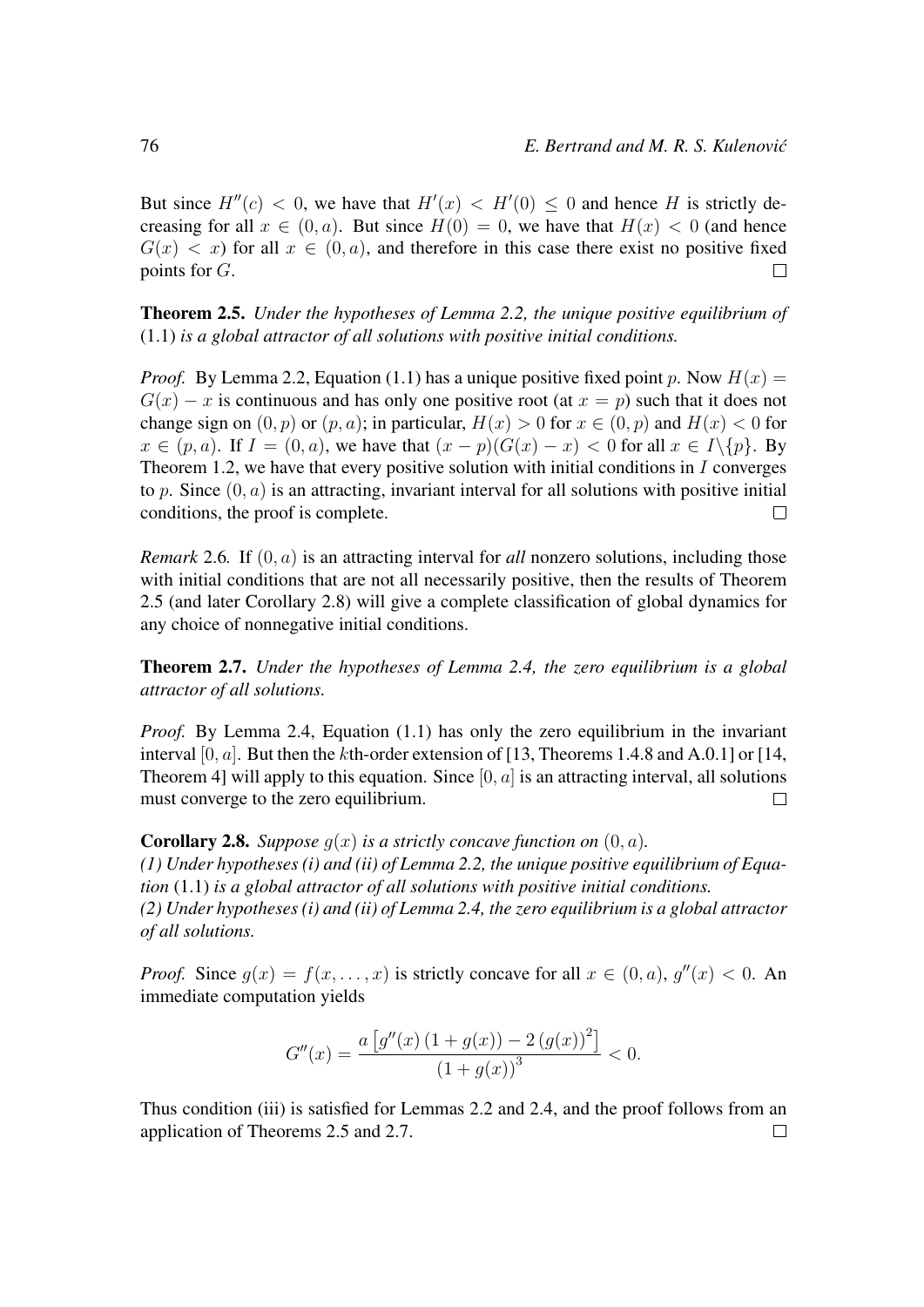But since $H''(c) < 0$, we have that $H'(x) < H'(0) \leq 0$ and hence $H$ is strictly decreasing for all $x \in (0, a)$. But since $H(0) = 0$, we have that $H(x) < 0$ (and hence $G(x) < x$) for all $x \in (0, a)$, and therefore in this case there exist no positive fixed points for $G$. $\square$

**Theorem 2.5.** *Under the hypotheses of Lemma 2.2, the unique positive equilibrium of* (1.1) *is a global attractor of all solutions with positive initial conditions.*

*Proof.* By Lemma 2.2, Equation (1.1) has a unique positive fixed point $p$. Now $H(x) = G(x) - x$ is continuous and has only one positive root (at $x = p$) such that it does not change sign on $(0, p)$ or $(p, a)$; in particular, $H(x) > 0$ for $x \in (0, p)$ and $H(x) < 0$ for $x \in (p, a)$. If $I = (0, a)$, we have that $(x - p)(G(x) - x) < 0$ for all $x \in I \backslash \{p\}$. By Theorem 1.2, we have that every positive solution with initial conditions in $I$ converges to $p$. Since $(0, a)$ is an attracting, invariant interval for all solutions with positive initial conditions, the proof is complete. $\square$

*Remark* 2.6*.* If $(0, a)$ is an attracting interval for *all* nonzero solutions, including those with initial conditions that are not all necessarily positive, then the results of Theorem 2.5 (and later Corollary 2.8) will give a complete classification of global dynamics for any choice of nonnegative initial conditions.

**Theorem 2.7.** *Under the hypotheses of Lemma 2.4, the zero equilibrium is a global attractor of all solutions.*

*Proof.* By Lemma 2.4, Equation (1.1) has only the zero equilibrium in the invariant interval $[0, a]$. But then the $k$th-order extension of [13, Theorems 1.4.8 and A.0.1] or [14, Theorem 4] will apply to this equation. Since $[0, a]$ is an attracting interval, all solutions must converge to the zero equilibrium. $\square$

**Corollary 2.8.** *Suppose $g(x)$ is a strictly concave function on $(0, a)$.*
*(1) Under hypotheses (i) and (ii) of Lemma 2.2, the unique positive equilibrium of Equation* (1.1) *is a global attractor of all solutions with positive initial conditions.*
*(2) Under hypotheses (i) and (ii) of Lemma 2.4, the zero equilibrium is a global attractor of all solutions.*

*Proof.* Since $g(x) = f(x, \ldots, x)$ is strictly concave for all $x \in (0, a)$, $g''(x) < 0$. An immediate computation yields

$$G''(x) = \frac{a\left[g''(x)\left(1 + g(x)\right) - 2\left(g(x)\right)^2\right]}{\left(1 + g(x)\right)^3} < 0.$$

Thus condition (iii) is satisfied for Lemmas 2.2 and 2.4, and the proof follows from an application of Theorems 2.5 and 2.7. $\square$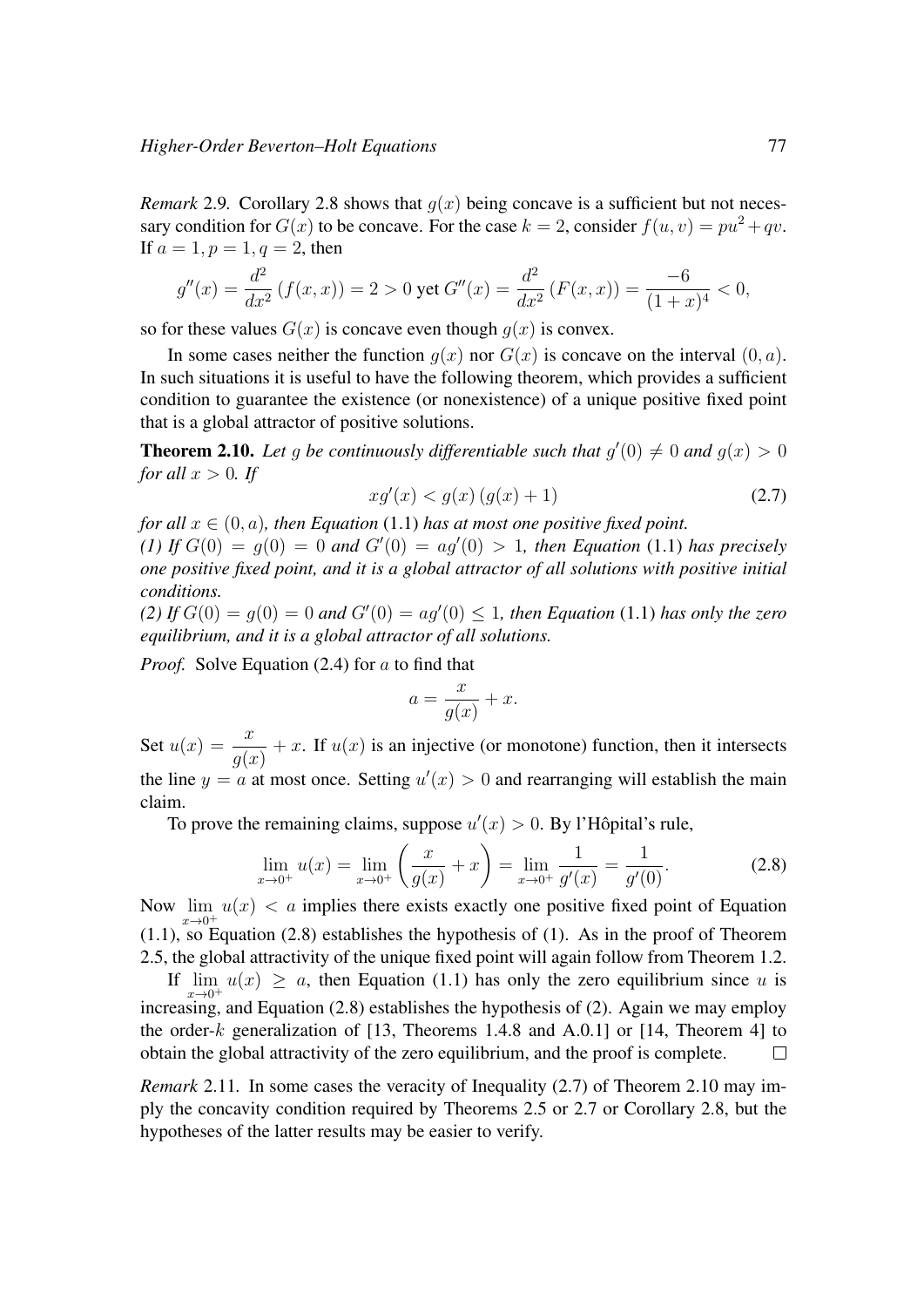*Remark* 2.9. Corollary 2.8 shows that $g(x)$ being concave is a sufficient but not necessary condition for $G(x)$ to be concave. For the case $k = 2$, consider $f(u, v) = pu^2 + qv$. If $a = 1, p = 1, q = 2$, then

$$g''(x) = \frac{d^2}{dx^2}\left(f(x,x)\right) = 2 > 0 \text{ yet } G''(x) = \frac{d^2}{dx^2}\left(F(x,x)\right) = \frac{-6}{(1+x)^4} < 0,$$

so for these values $G(x)$ is concave even though $g(x)$ is convex.

In some cases neither the function $g(x)$ nor $G(x)$ is concave on the interval $(0, a)$. In such situations it is useful to have the following theorem, which provides a sufficient condition to guarantee the existence (or nonexistence) of a unique positive fixed point that is a global attractor of positive solutions.

**Theorem 2.10.** *Let $g$ be continuously differentiable such that $g'(0) \neq 0$ and $g(x) > 0$ for all $x > 0$. If*

$$xg'(x) < g(x)\left(g(x) + 1\right) \tag{2.7}$$

*for all $x \in (0, a)$, then Equation* (1.1) *has at most one positive fixed point.*
*(1) If $G(0) = g(0) = 0$ and $G'(0) = ag'(0) > 1$, then Equation* (1.1) *has precisely one positive fixed point, and it is a global attractor of all solutions with positive initial conditions.*
*(2) If $G(0) = g(0) = 0$ and $G'(0) = ag'(0) \leq 1$, then Equation* (1.1) *has only the zero equilibrium, and it is a global attractor of all solutions.*

*Proof.* Solve Equation (2.4) for $a$ to find that

$$a = \frac{x}{g(x)} + x.$$

Set $u(x) = \dfrac{x}{g(x)} + x$. If $u(x)$ is an injective (or monotone) function, then it intersects the line $y = a$ at most once. Setting $u'(x) > 0$ and rearranging will establish the main claim.

To prove the remaining claims, suppose $u'(x) > 0$. By l'Hôpital's rule,

$$\lim_{x \to 0^+} u(x) = \lim_{x \to 0^+} \left(\frac{x}{g(x)} + x\right) = \lim_{x \to 0^+} \frac{1}{g'(x)} = \frac{1}{g'(0)}. \tag{2.8}$$

Now $\lim_{x \to 0^+} u(x) < a$ implies there exists exactly one positive fixed point of Equation (1.1), so Equation (2.8) establishes the hypothesis of (1). As in the proof of Theorem 2.5, the global attractivity of the unique fixed point will again follow from Theorem 1.2.

If $\lim_{x \to 0^+} u(x) \geq a$, then Equation (1.1) has only the zero equilibrium since $u$ is increasing, and Equation (2.8) establishes the hypothesis of (2). Again we may employ the order-$k$ generalization of [13, Theorems 1.4.8 and A.0.1] or [14, Theorem 4] to obtain the global attractivity of the zero equilibrium, and the proof is complete. □

*Remark* 2.11. In some cases the veracity of Inequality (2.7) of Theorem 2.10 may imply the concavity condition required by Theorems 2.5 or 2.7 or Corollary 2.8, but the hypotheses of the latter results may be easier to verify.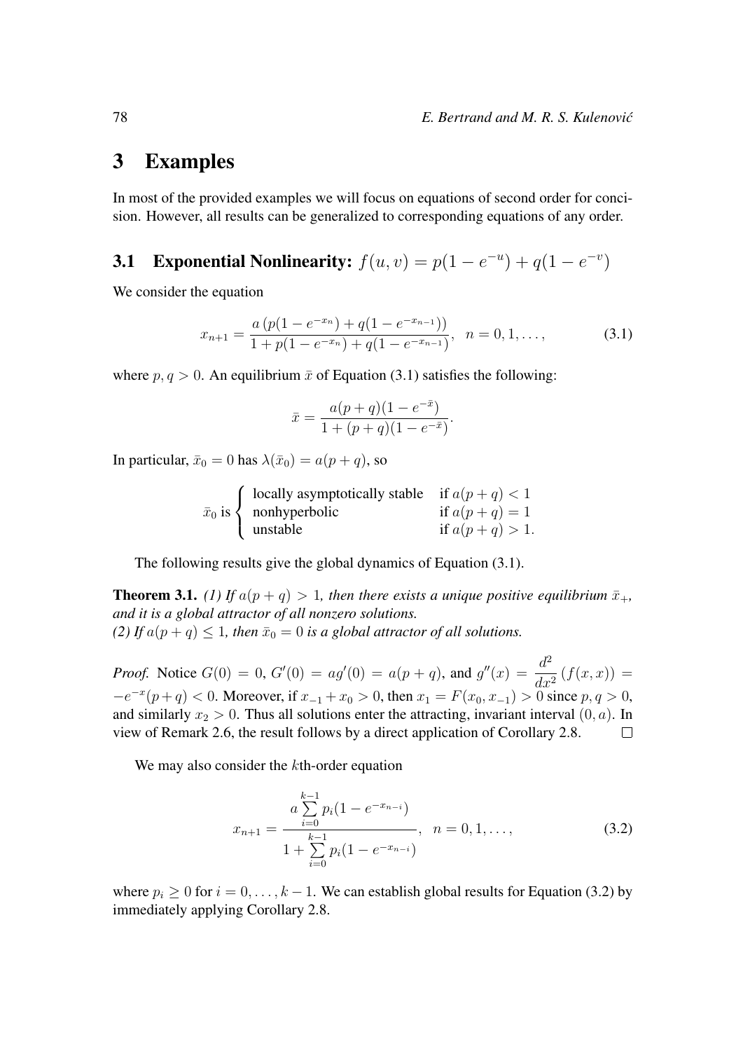# 3 Examples

In most of the provided examples we will focus on equations of second order for concision. However, all results can be generalized to corresponding equations of any order.

## 3.1 Exponential Nonlinearity: $f(u, v) = p(1 - e^{-u}) + q(1 - e^{-v})$

We consider the equation

$$x_{n+1} = \frac{a\left(p(1 - e^{-x_n}) + q(1 - e^{-x_{n-1}})\right)}{1 + p(1 - e^{-x_n}) + q(1 - e^{-x_{n-1}})}, \quad n = 0, 1, \ldots, \tag{3.1}$$

where $p, q > 0$. An equilibrium $\bar{x}$ of Equation (3.1) satisfies the following:

$$\bar{x} = \frac{a(p + q)(1 - e^{-\bar{x}})}{1 + (p + q)(1 - e^{-\bar{x}})}.$$

In particular, $\bar{x}_0 = 0$ has $\lambda(\bar{x}_0) = a(p + q)$, so

$$\bar{x}_0 \text{ is } \begin{cases} \text{locally asymptotically stable} & \text{if } a(p + q) < 1 \\ \text{nonhyperbolic} & \text{if } a(p + q) = 1 \\ \text{unstable} & \text{if } a(p + q) > 1. \end{cases}$$

The following results give the global dynamics of Equation (3.1).

**Theorem 3.1.** *(1) If $a(p + q) > 1$, then there exists a unique positive equilibrium $\bar{x}_+$, and it is a global attractor of all nonzero solutions.*
*(2) If $a(p + q) \leq 1$, then $\bar{x}_0 = 0$ is a global attractor of all solutions.*

*Proof.* Notice $G(0) = 0$, $G'(0) = ag'(0) = a(p + q)$, and $g''(x) = \dfrac{d^2}{dx^2}\left(f(x, x)\right) = -e^{-x}(p + q) < 0$. Moreover, if $x_{-1} + x_0 > 0$, then $x_1 = F(x_0, x_{-1}) > 0$ since $p, q > 0$, and similarly $x_2 > 0$. Thus all solutions enter the attracting, invariant interval $(0, a)$. In view of Remark 2.6, the result follows by a direct application of Corollary 2.8. □

We may also consider the $k$th-order equation

$$x_{n+1} = \frac{a \sum_{i=0}^{k-1} p_i(1 - e^{-x_{n-i}})}{1 + \sum_{i=0}^{k-1} p_i(1 - e^{-x_{n-i}})}, \quad n = 0, 1, \ldots, \tag{3.2}$$

where $p_i \geq 0$ for $i = 0, \ldots, k - 1$. We can establish global results for Equation (3.2) by immediately applying Corollary 2.8.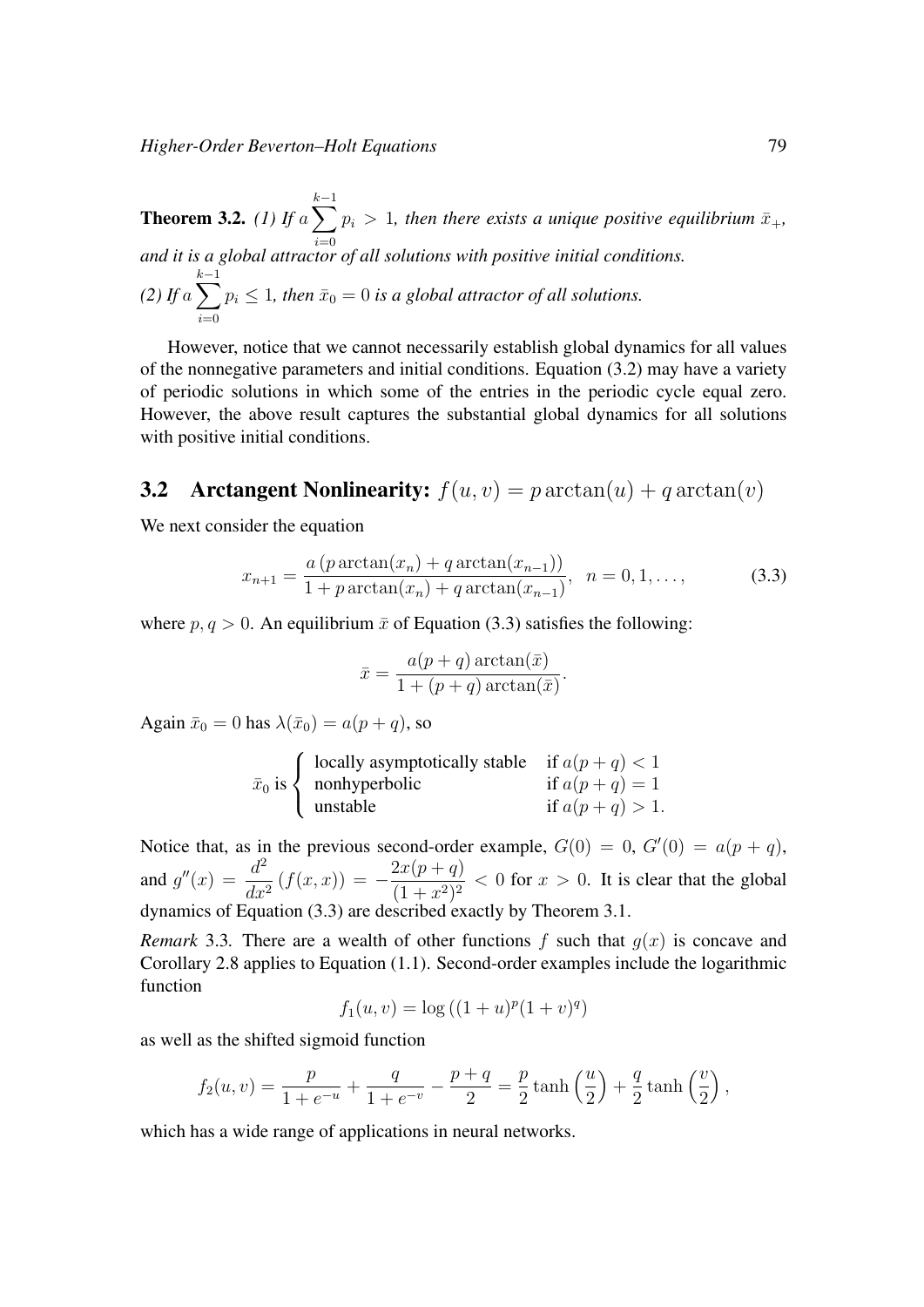**Theorem 3.2.** *(1) If* $a \sum_{i=0}^{k-1} p_i > 1$*, then there exists a unique positive equilibrium* $\bar{x}_+$*, and it is a global attractor of all solutions with positive initial conditions.*
*(2) If* $a \sum_{i=0}^{k-1} p_i \leq 1$*, then* $\bar{x}_0 = 0$ *is a global attractor of all solutions.*

However, notice that we cannot necessarily establish global dynamics for all values of the nonnegative parameters and initial conditions. Equation (3.2) may have a variety of periodic solutions in which some of the entries in the periodic cycle equal zero. However, the above result captures the substantial global dynamics for all solutions with positive initial conditions.

## 3.2 Arctangent Nonlinearity: $f(u, v) = p \arctan(u) + q \arctan(v)$

We next consider the equation

$$x_{n+1} = \frac{a\,(p \arctan(x_n) + q \arctan(x_{n-1}))}{1 + p \arctan(x_n) + q \arctan(x_{n-1})}, \quad n = 0, 1, \ldots, \tag{3.3}$$

where $p, q > 0$. An equilibrium $\bar{x}$ of Equation (3.3) satisfies the following:

$$\bar{x} = \frac{a(p + q) \arctan(\bar{x})}{1 + (p + q) \arctan(\bar{x})}.$$

Again $\bar{x}_0 = 0$ has $\lambda(\bar{x}_0) = a(p + q)$, so

$$\bar{x}_0 \text{ is } \begin{cases} \text{locally asymptotically stable} & \text{if } a(p+q) < 1 \\ \text{nonhyperbolic} & \text{if } a(p+q) = 1 \\ \text{unstable} & \text{if } a(p+q) > 1. \end{cases}$$

Notice that, as in the previous second-order example, $G(0) = 0$, $G'(0) = a(p + q)$, and $g''(x) = \dfrac{d^2}{dx^2}\,(f(x, x)) = -\dfrac{2x(p + q)}{(1 + x^2)^2} < 0$ for $x > 0$. It is clear that the global dynamics of Equation (3.3) are described exactly by Theorem 3.1.

*Remark* 3.3. There are a wealth of other functions $f$ such that $g(x)$ is concave and Corollary 2.8 applies to Equation (1.1). Second-order examples include the logarithmic function

$$f_1(u, v) = \log\left((1 + u)^p (1 + v)^q\right)$$

as well as the shifted sigmoid function

$$f_2(u, v) = \frac{p}{1 + e^{-u}} + \frac{q}{1 + e^{-v}} - \frac{p + q}{2} = \frac{p}{2} \tanh\left(\frac{u}{2}\right) + \frac{q}{2} \tanh\left(\frac{v}{2}\right),$$

which has a wide range of applications in neural networks.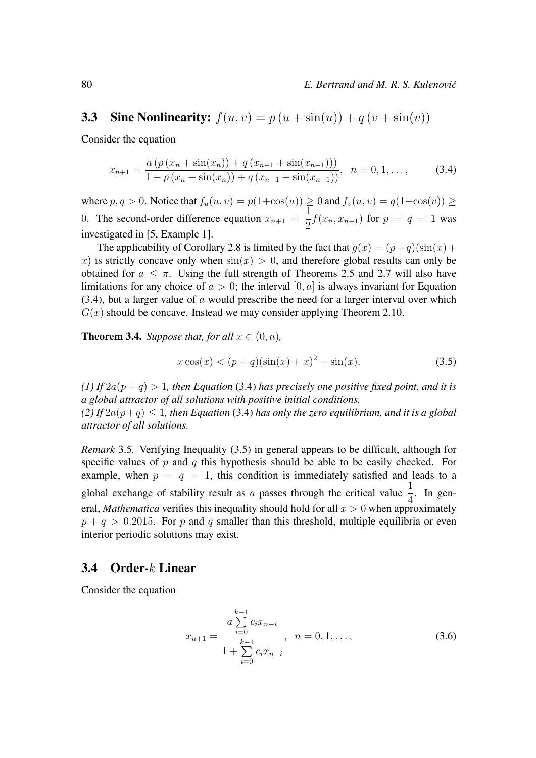### 3.3 Sine Nonlinearity: $f(u,v) = p\,(u + \sin(u)) + q\,(v + \sin(v))$

Consider the equation

$$x_{n+1} = \frac{a\,(p\,(x_n + \sin(x_n)) + q\,(x_{n-1} + \sin(x_{n-1})))}{1 + p\,(x_n + \sin(x_n)) + q\,(x_{n-1} + \sin(x_{n-1}))}, \quad n = 0, 1, \ldots, \tag{3.4}$$

where $p, q > 0$. Notice that $f_u(u,v) = p(1+\cos(u)) \geq 0$ and $f_v(u,v) = q(1+\cos(v)) \geq 0$. The second-order difference equation $x_{n+1} = \dfrac{1}{2} f(x_n, x_{n-1})$ for $p = q = 1$ was investigated in [5, Example 1].

The applicability of Corollary 2.8 is limited by the fact that $g(x) = (p+q)(\sin(x) + x)$ is strictly concave only when $\sin(x) > 0$, and therefore global results can only be obtained for $a \leq \pi$. Using the full strength of Theorems 2.5 and 2.7 will also have limitations for any choice of $a > 0$; the interval $[0, a]$ is always invariant for Equation (3.4), but a larger value of $a$ would prescribe the need for a larger interval over which $G(x)$ should be concave. Instead we may consider applying Theorem 2.10.

**Theorem 3.4.** *Suppose that, for all $x \in (0, a)$,*

$$x \cos(x) < (p+q)(\sin(x) + x)^2 + \sin(x). \tag{3.5}$$

*(1) If $2a(p+q) > 1$, then Equation* (3.4) *has precisely one positive fixed point, and it is a global attractor of all solutions with positive initial conditions.*
*(2) If $2a(p+q) \leq 1$, then Equation* (3.4) *has only the zero equilibrium, and it is a global attractor of all solutions.*

*Remark* 3.5. Verifying Inequality (3.5) in general appears to be difficult, although for specific values of $p$ and $q$ this hypothesis should be able to be easily checked. For example, when $p = q = 1$, this condition is immediately satisfied and leads to a global exchange of stability result as $a$ passes through the critical value $\dfrac{1}{4}$. In general, *Mathematica* verifies this inequality should hold for all $x > 0$ when approximately $p + q > 0.2015$. For $p$ and $q$ smaller than this threshold, multiple equilibria or even interior periodic solutions may exist.

### 3.4 Order-$k$ Linear

Consider the equation

$$x_{n+1} = \frac{a \sum\limits_{i=0}^{k-1} c_i x_{n-i}}{1 + \sum\limits_{i=0}^{k-1} c_i x_{n-i}}, \quad n = 0, 1, \ldots, \tag{3.6}$$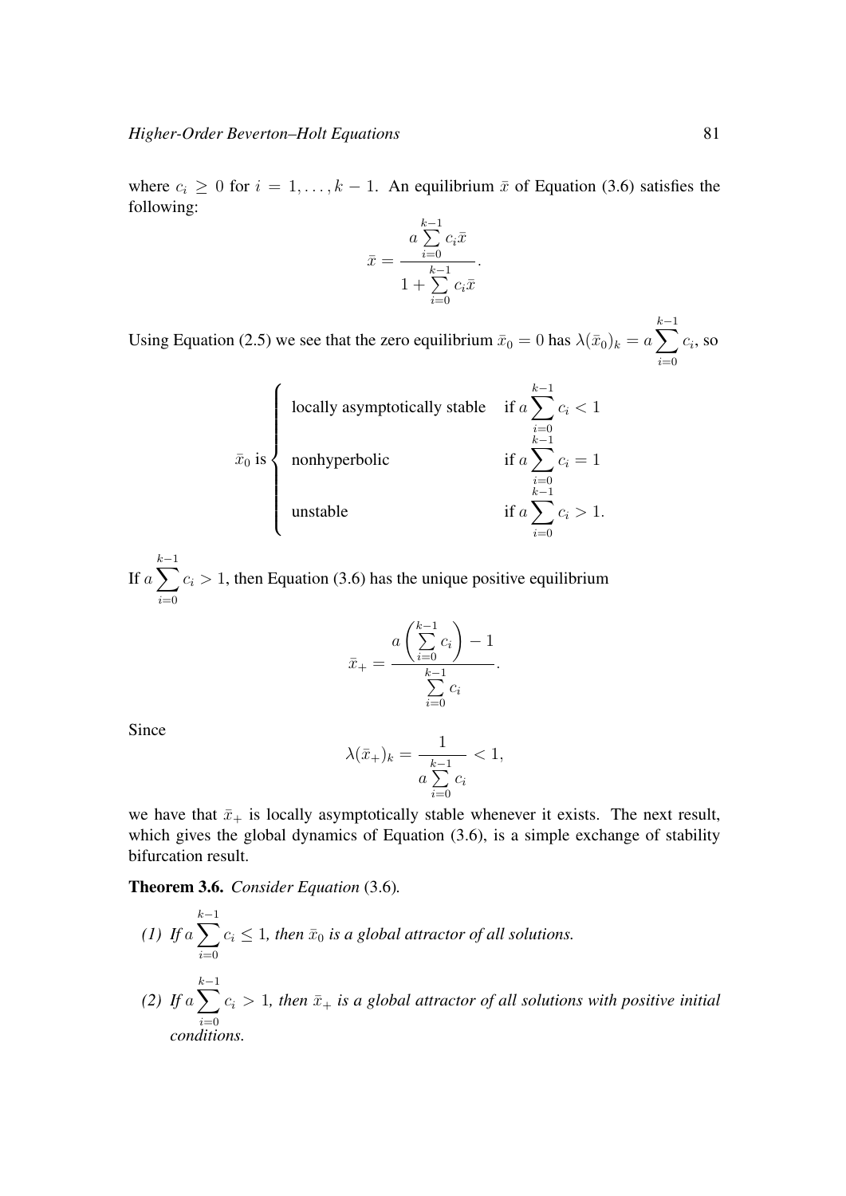where $c_i \geq 0$ for $i = 1, \ldots, k-1$. An equilibrium $\bar{x}$ of Equation (3.6) satisfies the following:

$$\bar{x} = \frac{a \sum_{i=0}^{k-1} c_i \bar{x}}{1 + \sum_{i=0}^{k-1} c_i \bar{x}}.$$

Using Equation (2.5) we see that the zero equilibrium $\bar{x}_0 = 0$ has $\lambda(\bar{x}_0)_k = a \sum_{i=0}^{k-1} c_i$, so

$$\bar{x}_0 \text{ is} \begin{cases} \text{locally asymptotically stable} & \text{if } a \sum_{i=0}^{k-1} c_i < 1 \\ \text{nonhyperbolic} & \text{if } a \sum_{i=0}^{k-1} c_i = 1 \\ \text{unstable} & \text{if } a \sum_{i=0}^{k-1} c_i > 1. \end{cases}$$

If $a \sum_{i=0}^{k-1} c_i > 1$, then Equation (3.6) has the unique positive equilibrium

$$\bar{x}_+ = \frac{a \left( \sum_{i=0}^{k-1} c_i \right) - 1}{\sum_{i=0}^{k-1} c_i}.$$

Since

$$\lambda(\bar{x}_+)_k = \frac{1}{a \sum_{i=0}^{k-1} c_i} < 1,$$

we have that $\bar{x}_+$ is locally asymptotically stable whenever it exists. The next result, which gives the global dynamics of Equation (3.6), is a simple exchange of stability bifurcation result.

**Theorem 3.6.** *Consider Equation* (3.6)*.*

*(1) If $a \sum_{i=0}^{k-1} c_i \leq 1$, then $\bar{x}_0$ is a global attractor of all solutions.*

*(2) If $a \sum_{i=0}^{k-1} c_i > 1$, then $\bar{x}_+$ is a global attractor of all solutions with positive initial conditions.*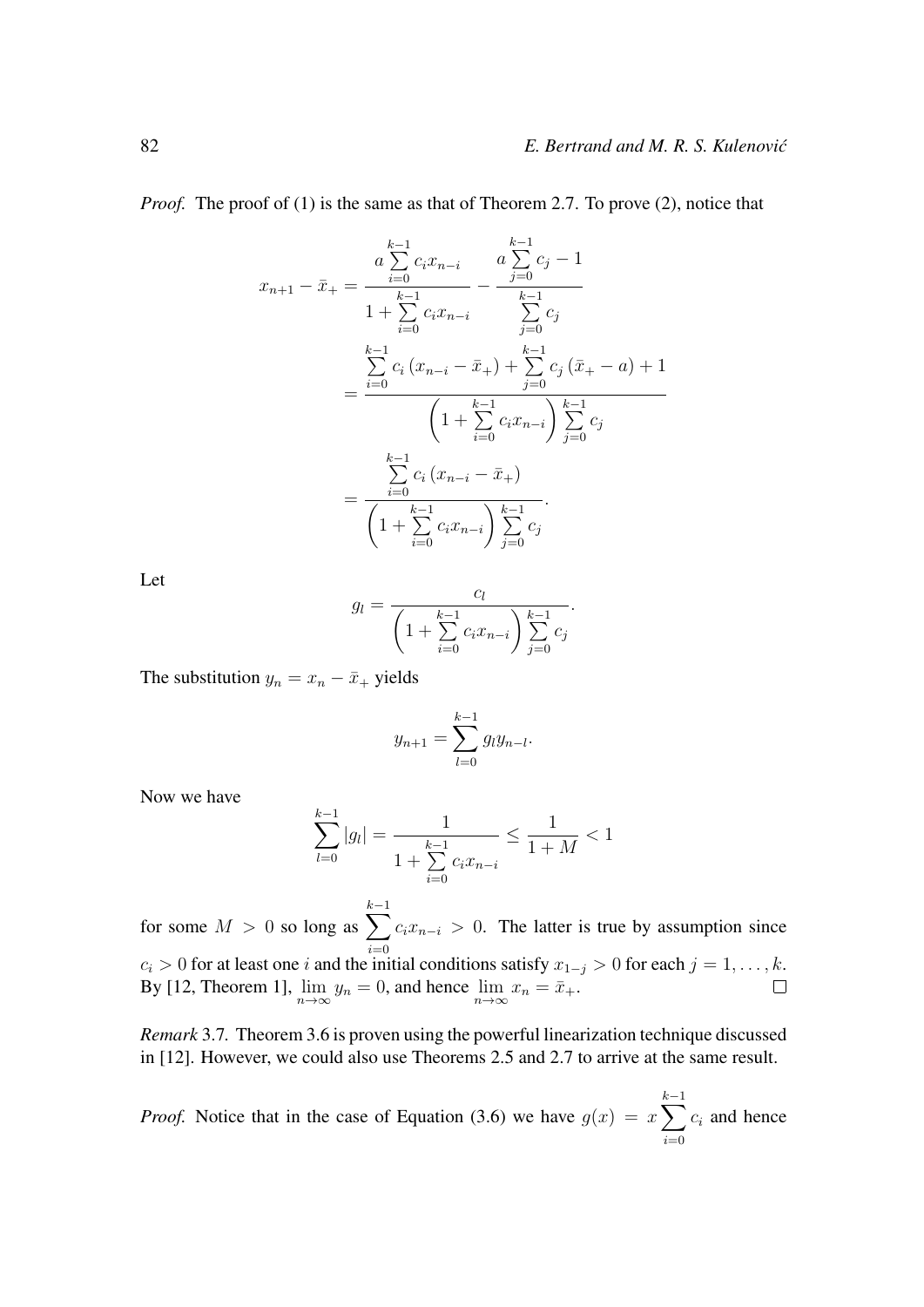*Proof.* The proof of (1) is the same as that of Theorem 2.7. To prove (2), notice that

$$
\begin{aligned}
x_{n+1} - \bar{x}_+ &= \frac{a \sum_{i=0}^{k-1} c_i x_{n-i}}{1 + \sum_{i=0}^{k-1} c_i x_{n-i}} - \frac{a \sum_{j=0}^{k-1} c_j - 1}{\sum_{j=0}^{k-1} c_j} \\
&= \frac{\sum_{i=0}^{k-1} c_i \left(x_{n-i} - \bar{x}_+\right) + \sum_{j=0}^{k-1} c_j \left(\bar{x}_+ - a\right) + 1}{\left(1 + \sum_{i=0}^{k-1} c_i x_{n-i}\right) \sum_{j=0}^{k-1} c_j} \\
&= \frac{\sum_{i=0}^{k-1} c_i \left(x_{n-i} - \bar{x}_+\right)}{\left(1 + \sum_{i=0}^{k-1} c_i x_{n-i}\right) \sum_{j=0}^{k-1} c_j}.
\end{aligned}
$$

Let

$$
g_l = \frac{c_l}{\left(1 + \sum_{i=0}^{k-1} c_i x_{n-i}\right) \sum_{j=0}^{k-1} c_j}.
$$

The substitution $y_n = x_n - \bar{x}_+$ yields

$$
y_{n+1} = \sum_{l=0}^{k-1} g_l y_{n-l}.
$$

Now we have

$$
\sum_{l=0}^{k-1} |g_l| = \frac{1}{1 + \sum_{i=0}^{k-1} c_i x_{n-i}} \leq \frac{1}{1+M} < 1
$$

for some $M > 0$ so long as $\sum_{i=0}^{k-1} c_i x_{n-i} > 0$. The latter is true by assumption since $c_i > 0$ for at least one $i$ and the initial conditions satisfy $x_{1-j} > 0$ for each $j = 1, \ldots, k$. By [12, Theorem 1], $\lim_{n\to\infty} y_n = 0$, and hence $\lim_{n\to\infty} x_n = \bar{x}_+$. $\square$

*Remark* 3.7. Theorem 3.6 is proven using the powerful linearization technique discussed in [12]. However, we could also use Theorems 2.5 and 2.7 to arrive at the same result.

*Proof.* Notice that in the case of Equation (3.6) we have $g(x) = x \sum_{i=0}^{k-1} c_i$ and hence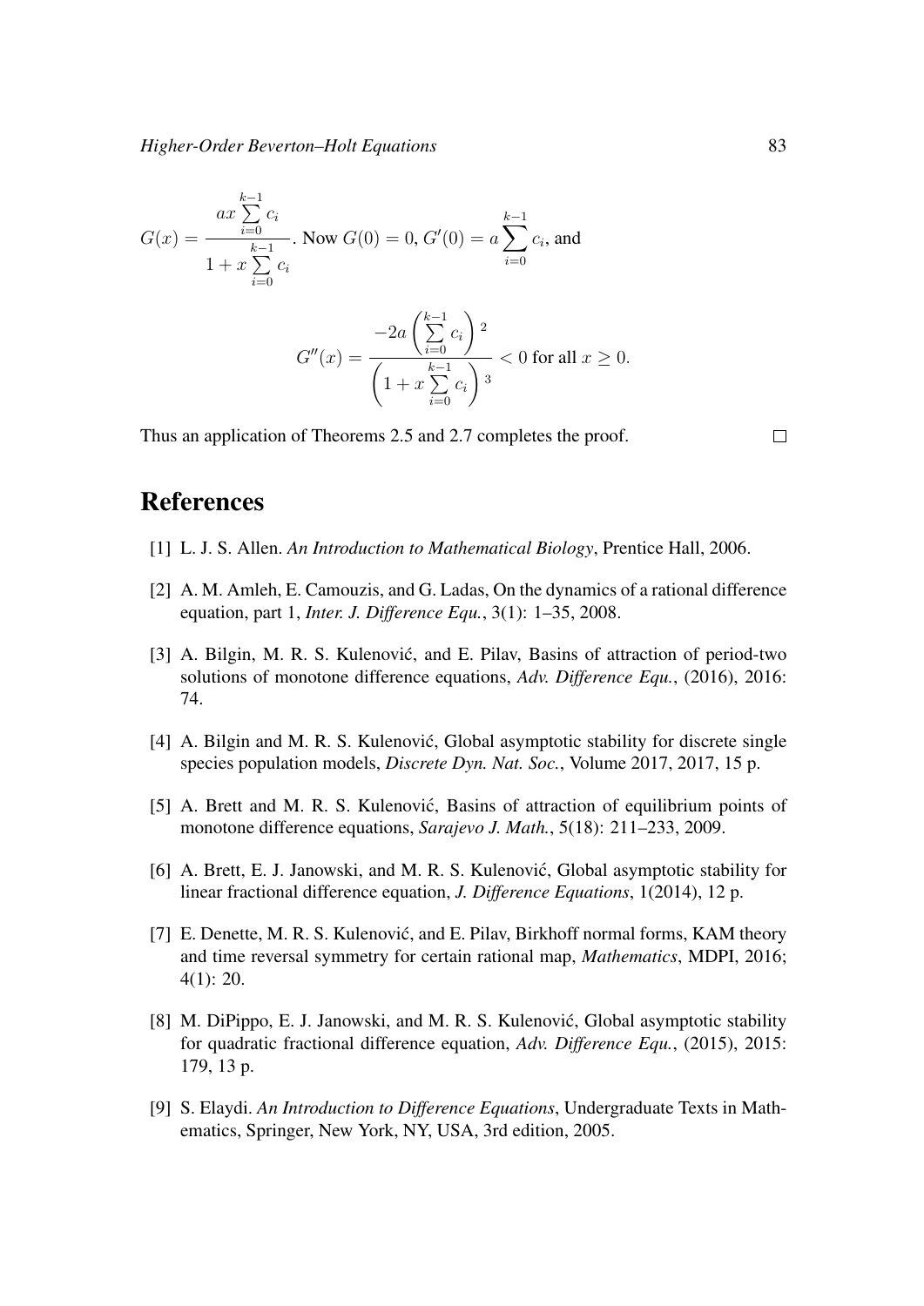$G(x) = \dfrac{ax \sum\limits_{i=0}^{k-1} c_i}{1 + x \sum\limits_{i=0}^{k-1} c_i}$. Now $G(0) = 0$, $G'(0) = a \sum\limits_{i=0}^{k-1} c_i$, and

$$G''(x) = \frac{-2a \left( \sum\limits_{i=0}^{k-1} c_i \right)^2}{\left( 1 + x \sum\limits_{i=0}^{k-1} c_i \right)^3} < 0 \text{ for all } x \geq 0.$$

Thus an application of Theorems 2.5 and 2.7 completes the proof. □

# References

[1] L. J. S. Allen. *An Introduction to Mathematical Biology*, Prentice Hall, 2006.

[2] A. M. Amleh, E. Camouzis, and G. Ladas, On the dynamics of a rational difference equation, part 1, *Inter. J. Difference Equ.*, 3(1): 1–35, 2008.

[3] A. Bilgin, M. R. S. Kulenović, and E. Pilav, Basins of attraction of period-two solutions of monotone difference equations, *Adv. Difference Equ.*, (2016), 2016: 74.

[4] A. Bilgin and M. R. S. Kulenović, Global asymptotic stability for discrete single species population models, *Discrete Dyn. Nat. Soc.*, Volume 2017, 2017, 15 p.

[5] A. Brett and M. R. S. Kulenović, Basins of attraction of equilibrium points of monotone difference equations, *Sarajevo J. Math.*, 5(18): 211–233, 2009.

[6] A. Brett, E. J. Janowski, and M. R. S. Kulenović, Global asymptotic stability for linear fractional difference equation, *J. Difference Equations*, 1(2014), 12 p.

[7] E. Denette, M. R. S. Kulenović, and E. Pilav, Birkhoff normal forms, KAM theory and time reversal symmetry for certain rational map, *Mathematics*, MDPI, 2016; 4(1): 20.

[8] M. DiPippo, E. J. Janowski, and M. R. S. Kulenović, Global asymptotic stability for quadratic fractional difference equation, *Adv. Difference Equ.*, (2015), 2015: 179, 13 p.

[9] S. Elaydi. *An Introduction to Difference Equations*, Undergraduate Texts in Mathematics, Springer, New York, NY, USA, 3rd edition, 2005.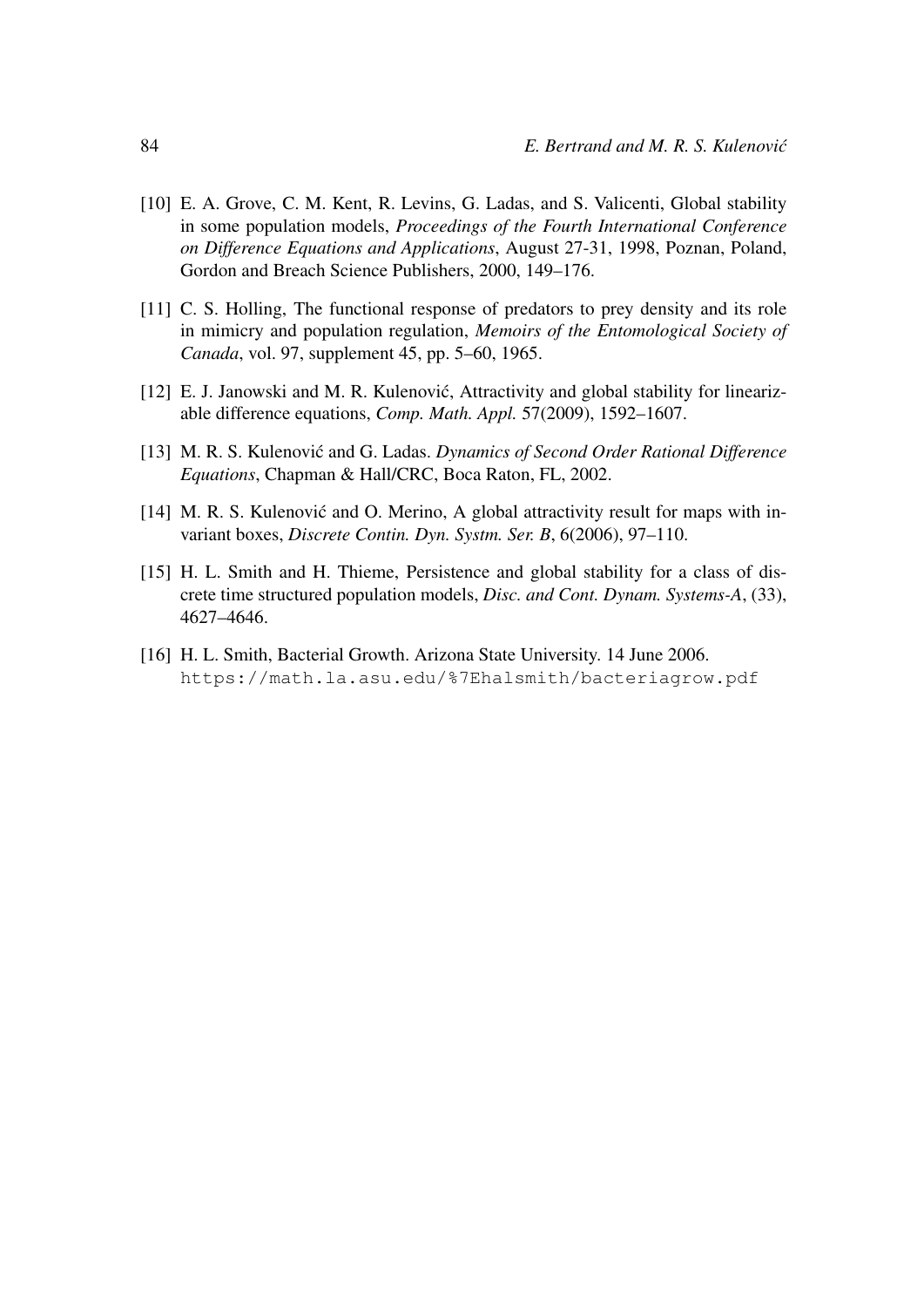[10] E. A. Grove, C. M. Kent, R. Levins, G. Ladas, and S. Valicenti, Global stability in some population models, *Proceedings of the Fourth International Conference on Difference Equations and Applications*, August 27-31, 1998, Poznan, Poland, Gordon and Breach Science Publishers, 2000, 149–176.

[11] C. S. Holling, The functional response of predators to prey density and its role in mimicry and population regulation, *Memoirs of the Entomological Society of Canada*, vol. 97, supplement 45, pp. 5–60, 1965.

[12] E. J. Janowski and M. R. Kulenović, Attractivity and global stability for linearizable difference equations, *Comp. Math. Appl.* 57(2009), 1592–1607.

[13] M. R. S. Kulenović and G. Ladas. *Dynamics of Second Order Rational Difference Equations*, Chapman & Hall/CRC, Boca Raton, FL, 2002.

[14] M. R. S. Kulenović and O. Merino, A global attractivity result for maps with invariant boxes, *Discrete Contin. Dyn. Systm. Ser. B*, 6(2006), 97–110.

[15] H. L. Smith and H. Thieme, Persistence and global stability for a class of discrete time structured population models, *Disc. and Cont. Dynam. Systems-A*, (33), 4627–4646.

[16] H. L. Smith, Bacterial Growth. Arizona State University. 14 June 2006. `https://math.la.asu.edu/%7Ehalsmith/bacteriagrow.pdf`